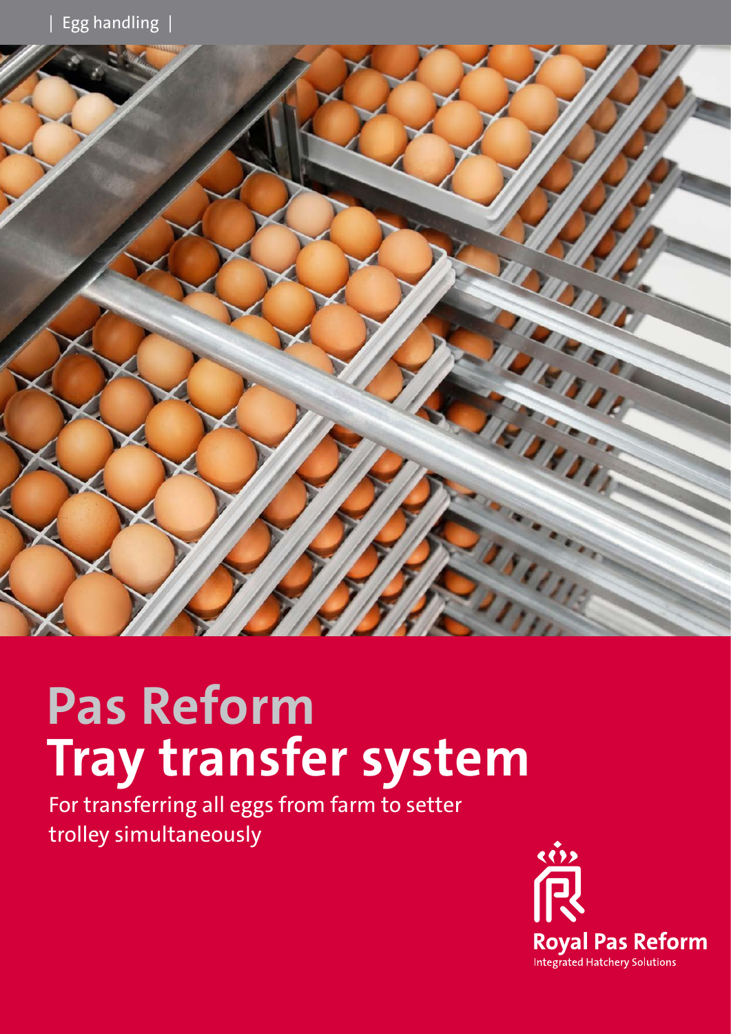| Egg handling |

# Pas Reform
# Tray transfer system

For transferring all eggs from farm to setter trolley simultaneously

Royal Pas Reform

Integrated Hatchery Solutions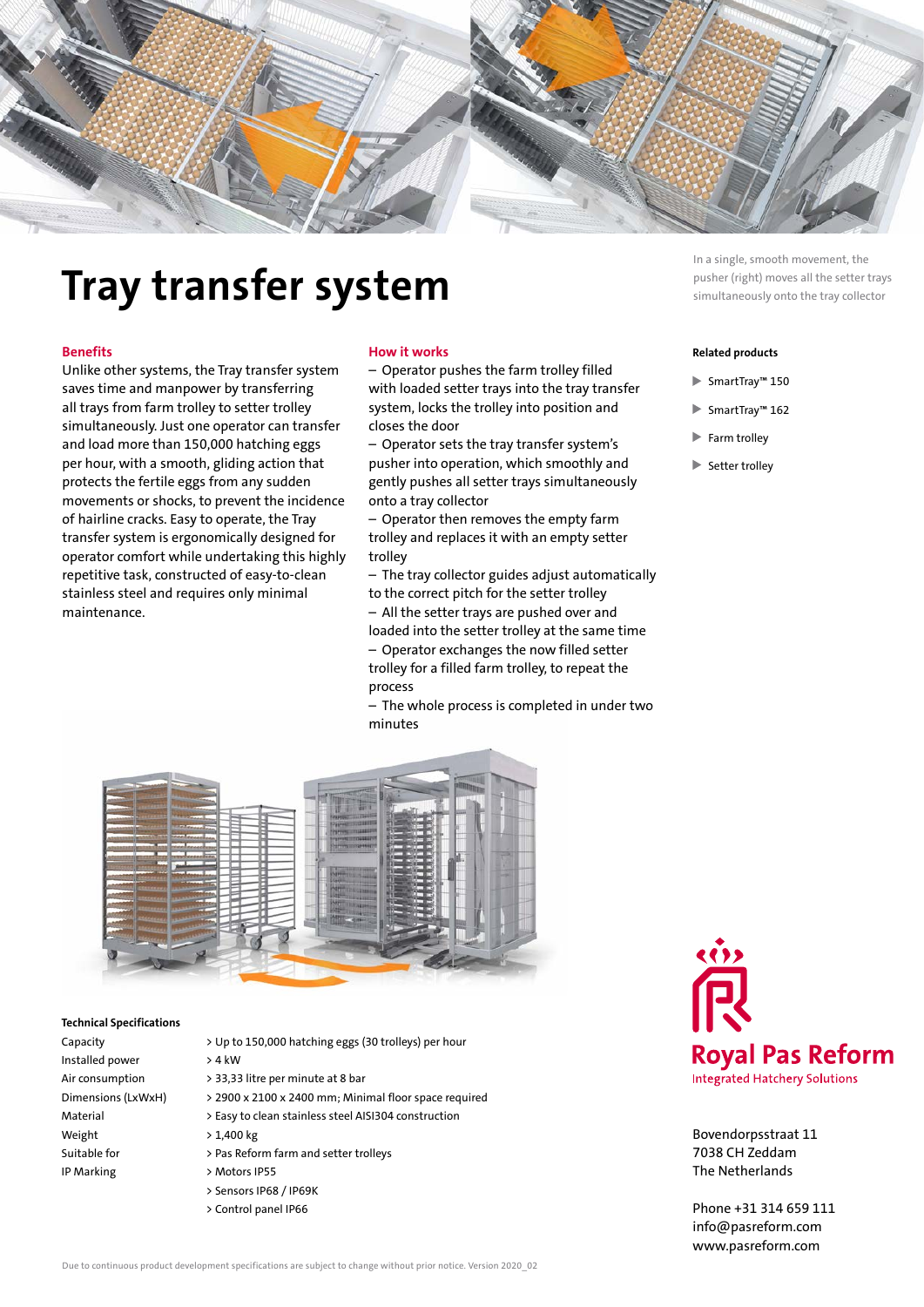# Tray transfer system

In a single, smooth movement, the pusher (right) moves all the setter trays simultaneously onto the tray collector

## Benefits

Unlike other systems, the Tray transfer system saves time and manpower by transferring all trays from farm trolley to setter trolley simultaneously. Just one operator can transfer and load more than 150,000 hatching eggs per hour, with a smooth, gliding action that protects the fertile eggs from any sudden movements or shocks, to prevent the incidence of hairline cracks. Easy to operate, the Tray transfer system is ergonomically designed for operator comfort while undertaking this highly repetitive task, constructed of easy-to-clean stainless steel and requires only minimal maintenance.

## How it works

– Operator pushes the farm trolley filled with loaded setter trays into the tray transfer system, locks the trolley into position and closes the door
– Operator sets the tray transfer system's pusher into operation, which smoothly and gently pushes all setter trays simultaneously onto a tray collector
– Operator then removes the empty farm trolley and replaces it with an empty setter trolley
– The tray collector guides adjust automatically to the correct pitch for the setter trolley
– All the setter trays are pushed over and loaded into the setter trolley at the same time
– Operator exchanges the now filled setter trolley for a filled farm trolley, to repeat the process
– The whole process is completed in under two minutes

### Related products

- SmartTray™ 150
- SmartTray™ 162
- Farm trolley
- Setter trolley

### Technical Specifications

| | |
|---|---|
| Capacity | > Up to 150,000 hatching eggs (30 trolleys) per hour |
| Installed power | > 4 kW |
| Air consumption | > 33,33 litre per minute at 8 bar |
| Dimensions (LxWxH) | > 2900 x 2100 x 2400 mm; Minimal floor space required |
| Material | > Easy to clean stainless steel AISI304 construction |
| Weight | > 1,400 kg |
| Suitable for | > Pas Reform farm and setter trolleys |
| IP Marking | > Motors IP55 |
| | > Sensors IP68 / IP69K |
| | > Control panel IP66 |

**Royal Pas Reform**
Integrated Hatchery Solutions

Bovendorpsstraat 11
7038 CH Zeddam
The Netherlands

Phone +31 314 659 111
info@pasreform.com
www.pasreform.com

Due to continuous product development specifications are subject to change without prior notice. Version 2020_02